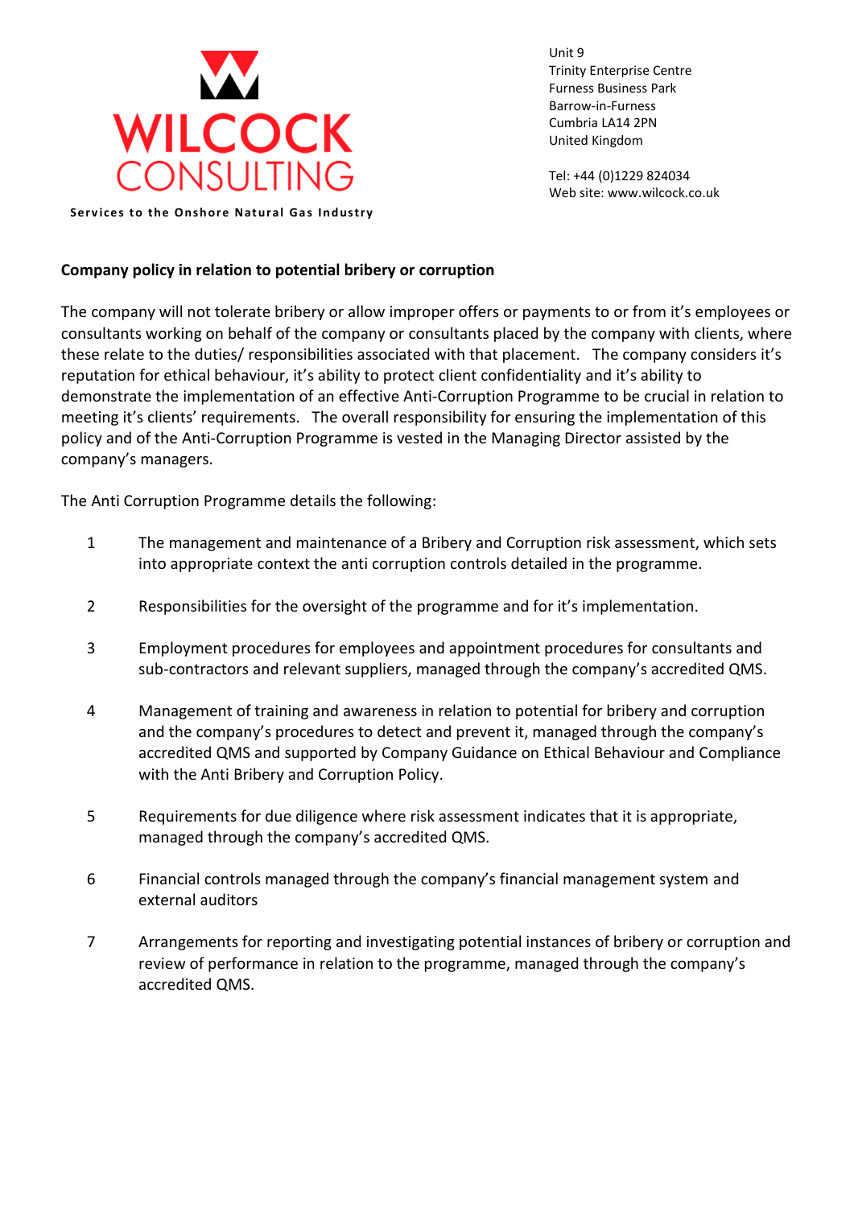WILCOCK CONSULTING

**Services to the Onshore Natural Gas Industry**

Unit 9
Trinity Enterprise Centre
Furness Business Park
Barrow-in-Furness
Cumbria LA14 2PN
United Kingdom

Tel: +44 (0)1229 824034
Web site: www.wilcock.co.uk

**Company policy in relation to potential bribery or corruption**

The company will not tolerate bribery or allow improper offers or payments to or from it's employees or consultants working on behalf of the company or consultants placed by the company with clients, where these relate to the duties/ responsibilities associated with that placement. The company considers it's reputation for ethical behaviour, it's ability to protect client confidentiality and it's ability to demonstrate the implementation of an effective Anti-Corruption Programme to be crucial in relation to meeting it's clients' requirements. The overall responsibility for ensuring the implementation of this policy and of the Anti-Corruption Programme is vested in the Managing Director assisted by the company's managers.

The Anti Corruption Programme details the following:

1. The management and maintenance of a Bribery and Corruption risk assessment, which sets into appropriate context the anti corruption controls detailed in the programme.

2. Responsibilities for the oversight of the programme and for it's implementation.

3. Employment procedures for employees and appointment procedures for consultants and sub-contractors and relevant suppliers, managed through the company's accredited QMS.

4. Management of training and awareness in relation to potential for bribery and corruption and the company's procedures to detect and prevent it, managed through the company's accredited QMS and supported by Company Guidance on Ethical Behaviour and Compliance with the Anti Bribery and Corruption Policy.

5. Requirements for due diligence where risk assessment indicates that it is appropriate, managed through the company's accredited QMS.

6. Financial controls managed through the company's financial management system and external auditors

7. Arrangements for reporting and investigating potential instances of bribery or corruption and review of performance in relation to the programme, managed through the company's accredited QMS.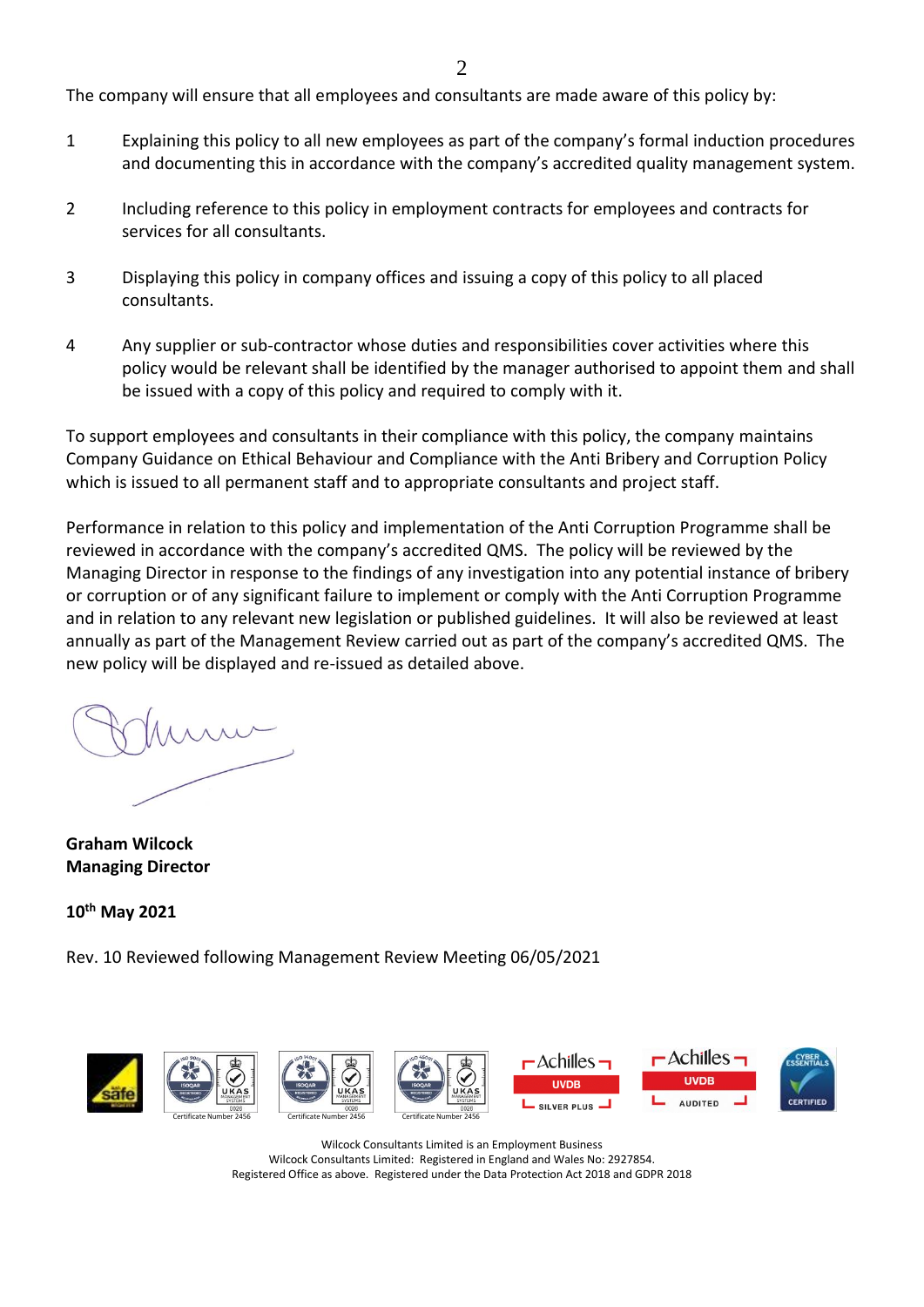The company will ensure that all employees and consultants are made aware of this policy by:

1. Explaining this policy to all new employees as part of the company's formal induction procedures and documenting this in accordance with the company's accredited quality management system.

2. Including reference to this policy in employment contracts for employees and contracts for services for all consultants.

3. Displaying this policy in company offices and issuing a copy of this policy to all placed consultants.

4. Any supplier or sub-contractor whose duties and responsibilities cover activities where this policy would be relevant shall be identified by the manager authorised to appoint them and shall be issued with a copy of this policy and required to comply with it.

To support employees and consultants in their compliance with this policy, the company maintains Company Guidance on Ethical Behaviour and Compliance with the Anti Bribery and Corruption Policy which is issued to all permanent staff and to appropriate consultants and project staff.

Performance in relation to this policy and implementation of the Anti Corruption Programme shall be reviewed in accordance with the company's accredited QMS. The policy will be reviewed by the Managing Director in response to the findings of any investigation into any potential instance of bribery or corruption or of any significant failure to implement or comply with the Anti Corruption Programme and in relation to any relevant new legislation or published guidelines. It will also be reviewed at least annually as part of the Management Review carried out as part of the company's accredited QMS. The new policy will be displayed and re-issued as detailed above.

**Graham Wilcock**
**Managing Director**

**10th May 2021**

Rev. 10 Reviewed following Management Review Meeting 06/05/2021

Certificate Number 2456 Certificate Number 2456 Certificate Number 2456

Wilcock Consultants Limited is an Employment Business
Wilcock Consultants Limited: Registered in England and Wales No: 2927854.
Registered Office as above. Registered under the Data Protection Act 2018 and GDPR 2018